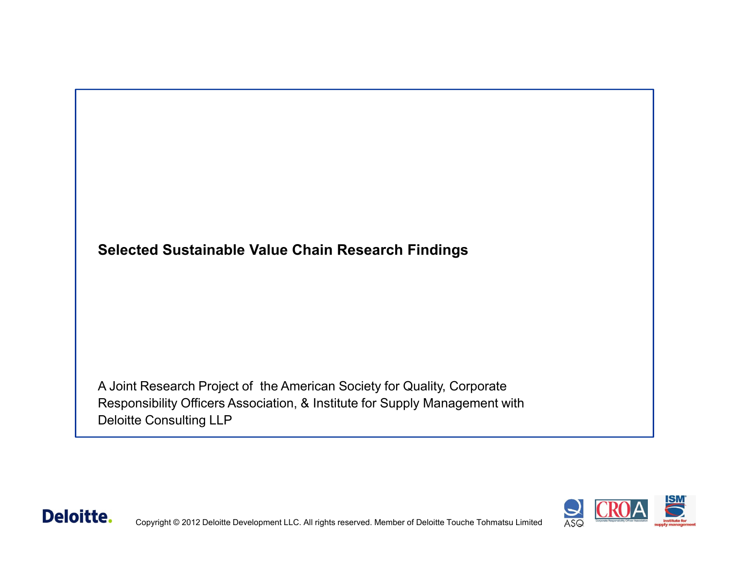# Selected Sustainable Value Chain Research Findings

A Joint Research Project of  the American Society for Quality, Corporate Responsibility Officers Association, & Institute for Supply Management with Deloitte Consulting LLP

Copyright © 2012 Deloitte Development LLC. All rights reserved. Member of Deloitte Touche Tohmatsu Limited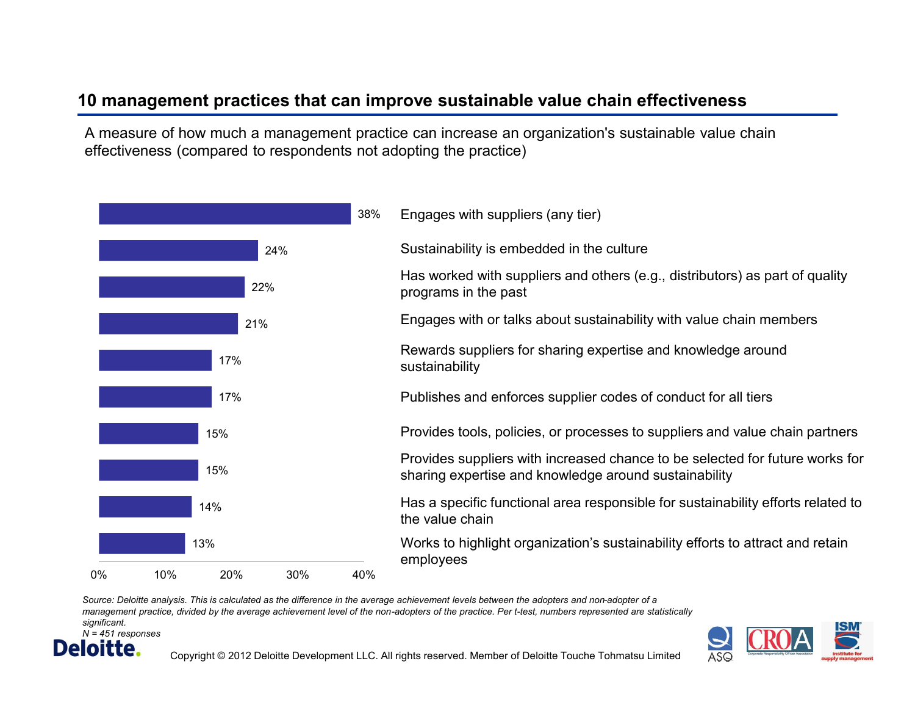## 10 management practices that can improve sustainable value chain effectiveness

A measure of how much a management practice can increase an organization's sustainable value chain effectiveness (compared to respondents not adopting the practice)

| Management practice | Increase in effectiveness |
|---|---|
| Engages with suppliers (any tier) | 38% |
| Sustainability is embedded in the culture | 24% |
| Has worked with suppliers and others (e.g., distributors) as part of quality programs in the past | 22% |
| Engages with or talks about sustainability with value chain members | 21% |
| Rewards suppliers for sharing expertise and knowledge around sustainability | 17% |
| Publishes and enforces supplier codes of conduct for all tiers | 17% |
| Provides tools, policies, or processes to suppliers and value chain partners | 15% |
| Provides suppliers with increased chance to be selected for future works for sharing expertise and knowledge around sustainability | 15% |
| Has a specific functional area responsible for sustainability efforts related to the value chain | 14% |
| Works to highlight organization's sustainability efforts to attract and retain employees | 13% |

*Source: Deloitte analysis. This is calculated as the difference in the average achievement levels between the adopters and non-adopter of a management practice, divided by the average achievement level of the non-adopters of the practice. Per t-test, numbers represented are statistically significant.*
*N = 451 responses*

Copyright © 2012 Deloitte Development LLC. All rights reserved. Member of Deloitte Touche Tohmatsu Limited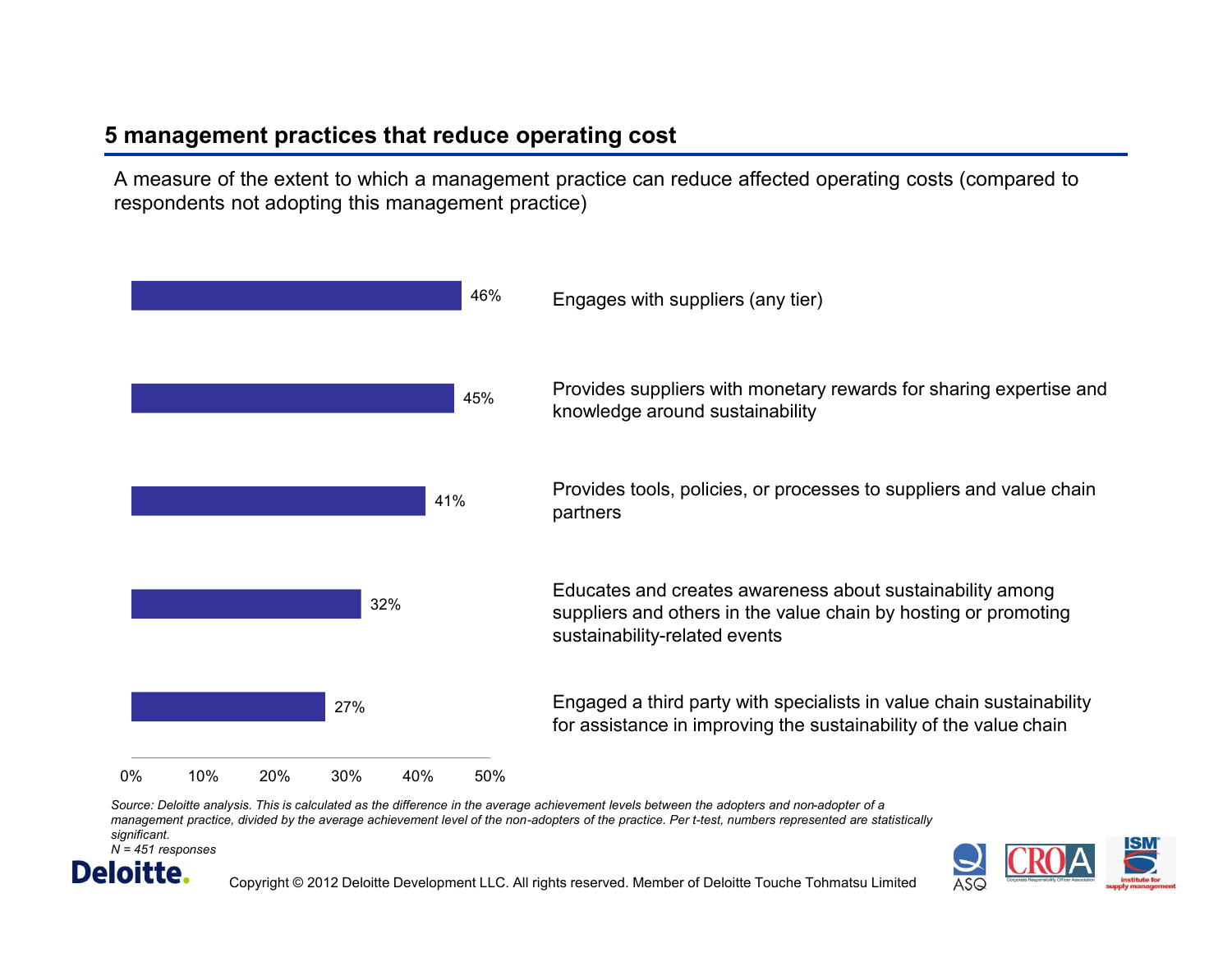## 5 management practices that reduce operating cost

A measure of the extent to which a management practice can reduce affected operating costs (compared to respondents not adopting this management practice)

| Management practice | Reduction in operating cost |
| --- | --- |
| Engages with suppliers (any tier) | 46% |
| Provides suppliers with monetary rewards for sharing expertise and knowledge around sustainability | 45% |
| Provides tools, policies, or processes to suppliers and value chain partners | 41% |
| Educates and creates awareness about sustainability among suppliers and others in the value chain by hosting or promoting sustainability-related events | 32% |
| Engaged a third party with specialists in value chain sustainability for assistance in improving the sustainability of the value chain | 27% |

*Source: Deloitte analysis. This is calculated as the difference in the average achievement levels between the adopters and non-adopter of a management practice, divided by the average achievement level of the non-adopters of the practice. Per t-test, numbers represented are statistically significant.*
*N = 451 responses*

Copyright © 2012 Deloitte Development LLC. All rights reserved. Member of Deloitte Touche Tohmatsu Limited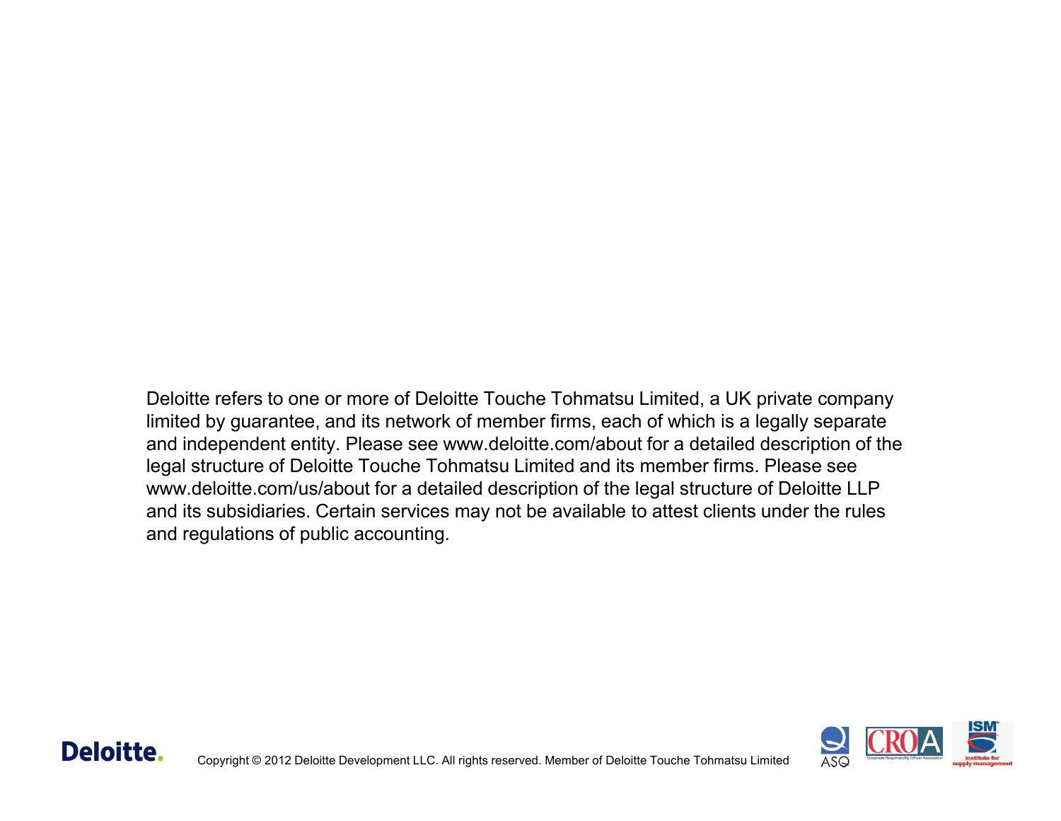Deloitte refers to one or more of Deloitte Touche Tohmatsu Limited, a UK private company limited by guarantee, and its network of member firms, each of which is a legally separate and independent entity. Please see www.deloitte.com/about for a detailed description of the legal structure of Deloitte Touche Tohmatsu Limited and its member firms. Please see www.deloitte.com/us/about for a detailed description of the legal structure of Deloitte LLP and its subsidiaries. Certain services may not be available to attest clients under the rules and regulations of public accounting.

Copyright © 2012 Deloitte Development LLC. All rights reserved. Member of Deloitte Touche Tohmatsu Limited